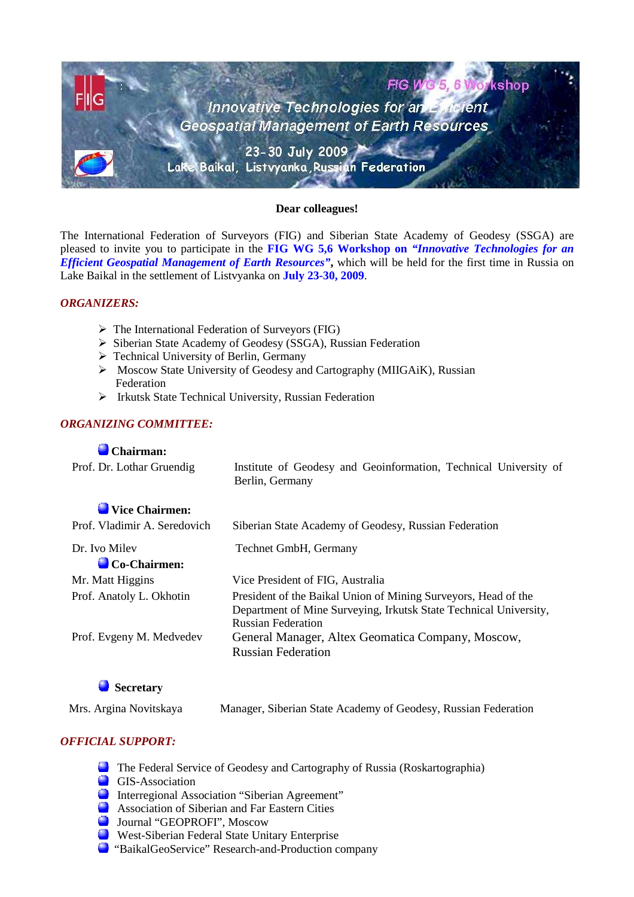FIG WG 5, 6 Workshop

Innovative Technologies for an Efficient Geospatial Management of Earth Resources

23-30 July 2009

Lake Baikal, Listvyanka, Russian Federation

**Dear colleagues!**

The International Federation of Surveyors (FIG) and Siberian State Academy of Geodesy (SSGA) are pleased to invite you to participate in the **FIG WG 5,6 Workshop on *"Innovative Technologies for an Efficient Geospatial Management of Earth Resources"*,** which will be held for the first time in Russia on Lake Baikal in the settlement of Listvyanka on **July 23-30, 2009**.

## *ORGANIZERS:*

- The International Federation of Surveyors (FIG)
- Siberian State Academy of Geodesy (SSGA), Russian Federation
- Technical University of Berlin, Germany
- Moscow State University of Geodesy and Cartography (MIIGAiK), Russian Federation
- Irkutsk State Technical University, Russian Federation

## *ORGANIZING COMMITTEE:*

**Chairman:**

| | |
|---|---|
| Prof. Dr. Lothar Gruendig | Institute of Geodesy and Geoinformation, Technical University of Berlin, Germany |

**Vice Chairmen:**

| | |
|---|---|
| Prof. Vladimir A. Seredovich | Siberian State Academy of Geodesy, Russian Federation |
| Dr. Ivo Milev | Technet GmbH, Germany |

**Co-Chairmen:**

| | |
|---|---|
| Mr. Matt Higgins | Vice President of FIG, Australia |
| Prof. Anatoly L. Okhotin | President of the Baikal Union of Mining Surveyors, Head of the Department of Mine Surveying, Irkutsk State Technical University, Russian Federation |
| Prof. Evgeny M. Medvedev | General Manager, Altex Geomatica Company, Moscow, Russian Federation |

**Secretary**

| | |
|---|---|
| Mrs. Argina Novitskaya | Manager, Siberian State Academy of Geodesy, Russian Federation |

## *OFFICIAL SUPPORT:*

- The Federal Service of Geodesy and Cartography of Russia (Roskartographia)
- GIS-Association
- Interregional Association "Siberian Agreement"
- Association of Siberian and Far Eastern Cities
- Journal "GEOPROFI", Moscow
- West-Siberian Federal State Unitary Enterprise
- "BaikalGeoService" Research-and-Production company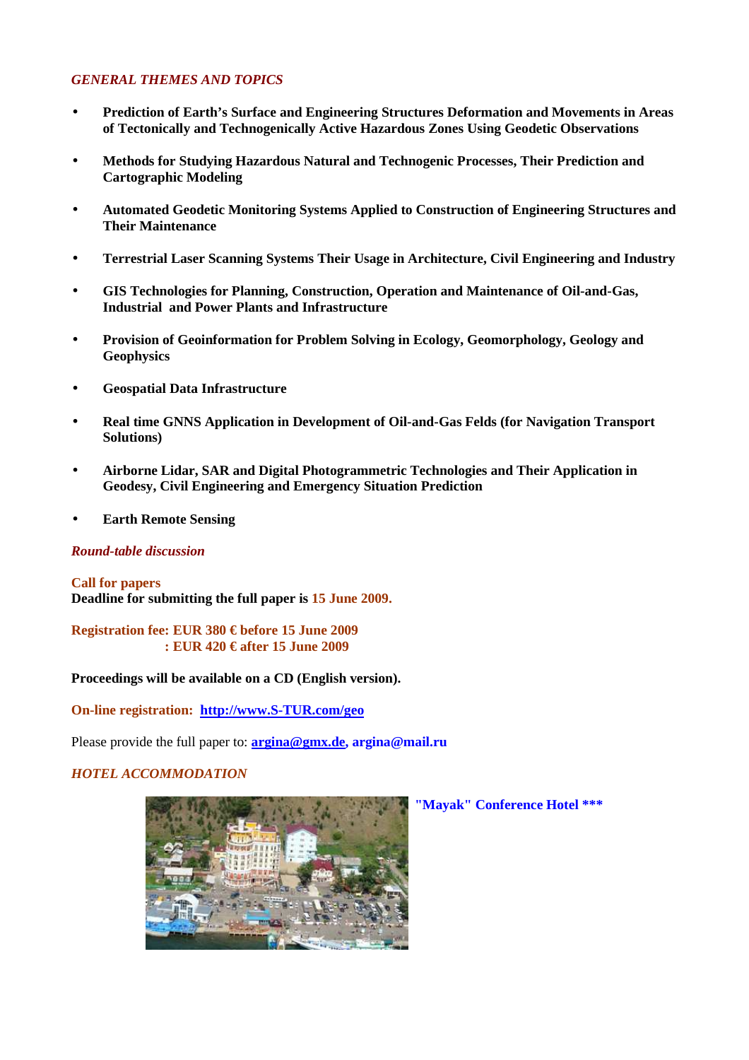### *GENERAL THEMES AND TOPICS*

- **Prediction of Earth's Surface and Engineering Structures Deformation and Movements in Areas of Tectonically and Technogenically Active Hazardous Zones Using Geodetic Observations**
- **Methods for Studying Hazardous Natural and Technogenic Processes, Their Prediction and Cartographic Modeling**
- **Automated Geodetic Monitoring Systems Applied to Construction of Engineering Structures and Their Maintenance**
- **Terrestrial Laser Scanning Systems Their Usage in Architecture, Civil Engineering and Industry**
- **GIS Technologies for Planning, Construction, Operation and Maintenance of Oil-and-Gas, Industrial and Power Plants and Infrastructure**
- **Provision of Geoinformation for Problem Solving in Ecology, Geomorphology, Geology and Geophysics**
- **Geospatial Data Infrastructure**
- **Real time GNNS Application in Development of Oil-and-Gas Felds (for Navigation Transport Solutions)**
- **Airborne Lidar, SAR and Digital Photogrammetric Technologies and Their Application in Geodesy, Civil Engineering and Emergency Situation Prediction**
- **Earth Remote Sensing**

***Round-table discussion***

**Call for papers**
**Deadline for submitting the full paper is 15 June 2009.**

**Registration fee: EUR 380 € before 15 June 2009**
**: EUR 420 € after 15 June 2009**

**Proceedings will be available on a CD (English version).**

**On-line registration: http://www.S-TUR.com/geo**

Please provide the full paper to: **argina@gmx.de, argina@mail.ru**

### *HOTEL ACCOMMODATION*

**"Mayak" Conference Hotel \*\*\***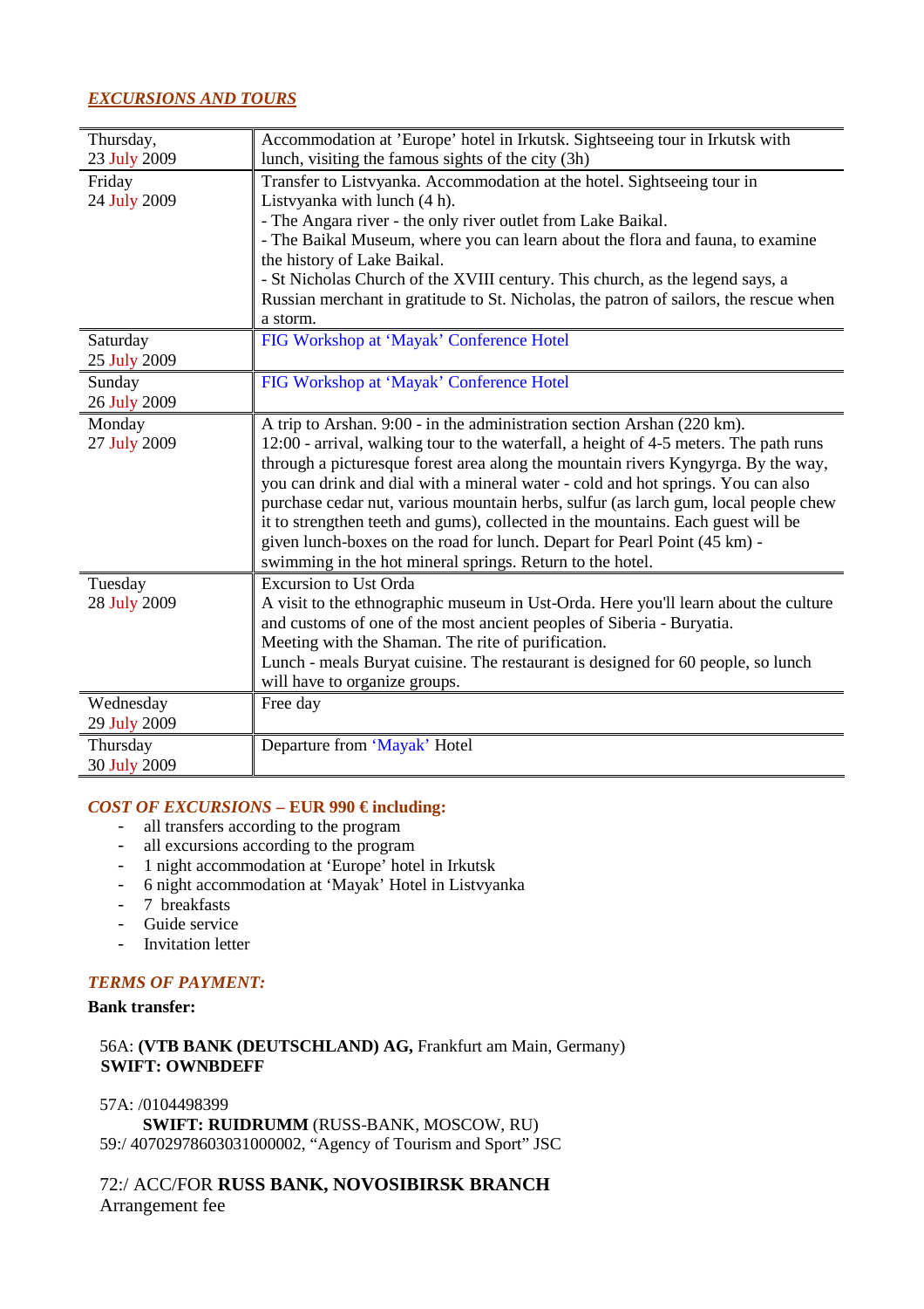***EXCURSIONS AND TOURS***

| Date | Program |
|---|---|
| Thursday, 23 July 2009 | Accommodation at 'Europe' hotel in Irkutsk. Sightseeing tour in Irkutsk with lunch, visiting the famous sights of the city (3h) |
| Friday 24 July 2009 | Transfer to Listvyanka. Accommodation at the hotel. Sightseeing tour in Listvyanka with lunch (4 h).<br>- The Angara river - the only river outlet from Lake Baikal.<br>- The Baikal Museum, where you can learn about the flora and fauna, to examine the history of Lake Baikal.<br>- St Nicholas Church of the XVIII century. This church, as the legend says, a Russian merchant in gratitude to St. Nicholas, the patron of sailors, the rescue when a storm. |
| Saturday 25 July 2009 | FIG Workshop at 'Mayak' Conference Hotel |
| Sunday 26 July 2009 | FIG Workshop at 'Mayak' Conference Hotel |
| Monday 27 July 2009 | A trip to Arshan. 9:00 - in the administration section Arshan (220 km).<br>12:00 - arrival, walking tour to the waterfall, a height of 4-5 meters. The path runs through a picturesque forest area along the mountain rivers Kyngyrga. By the way, you can drink and dial with a mineral water - cold and hot springs. You can also purchase cedar nut, various mountain herbs, sulfur (as larch gum, local people chew it to strengthen teeth and gums), collected in the mountains. Each guest will be given lunch-boxes on the road for lunch. Depart for Pearl Point (45 km) - swimming in the hot mineral springs. Return to the hotel. |
| Tuesday 28 July 2009 | Excursion to Ust Orda<br>A visit to the ethnographic museum in Ust-Orda. Here you'll learn about the culture and customs of one of the most ancient peoples of Siberia - Buryatia.<br>Meeting with the Shaman. The rite of purification.<br>Lunch - meals Buryat cuisine. The restaurant is designed for 60 people, so lunch will have to organize groups. |
| Wednesday 29 July 2009 | Free day |
| Thursday 30 July 2009 | Departure from 'Mayak' Hotel |

***COST OF EXCURSIONS* – EUR 990 € including:**

- all transfers according to the program
- all excursions according to the program
- 1 night accommodation at 'Europe' hotel in Irkutsk
- 6 night accommodation at 'Mayak' Hotel in Listvyanka
- 7 breakfasts
- Guide service
- Invitation letter

***TERMS OF PAYMENT:***

**Bank transfer:**

56A: **(VTB BANK (DEUTSCHLAND) AG,** Frankfurt am Main, Germany)
**SWIFT: OWNBDEFF**

57A: /0104498399
**SWIFT: RUIDRUMM** (RUSS-BANK, MOSCOW, RU)
59:/ 40702978603031000002, "Agency of Tourism and Sport" JSC

72:/ ACC/FOR **RUSS BANK, NOVOSIBIRSK BRANCH**
Arrangement fee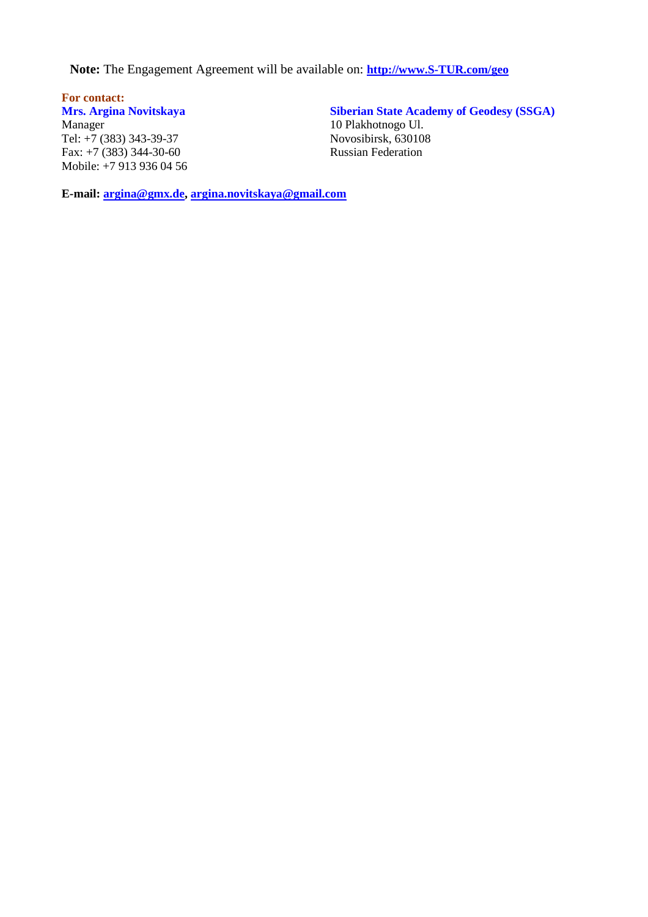**Note:** The Engagement Agreement will be available on: **http://www.S-TUR.com/geo**

**For contact:**

**Mrs. Argina Novitskaya**
Manager
Tel: +7 (383) 343-39-37
Fax: +7 (383) 344-30-60
Mobile: +7 913 936 04 56

**Siberian State Academy of Geodesy (SSGA)**
10 Plakhotnogo Ul.
Novosibirsk, 630108
Russian Federation

**E-mail: argina@gmx.de, argina.novitskaya@gmail.com**